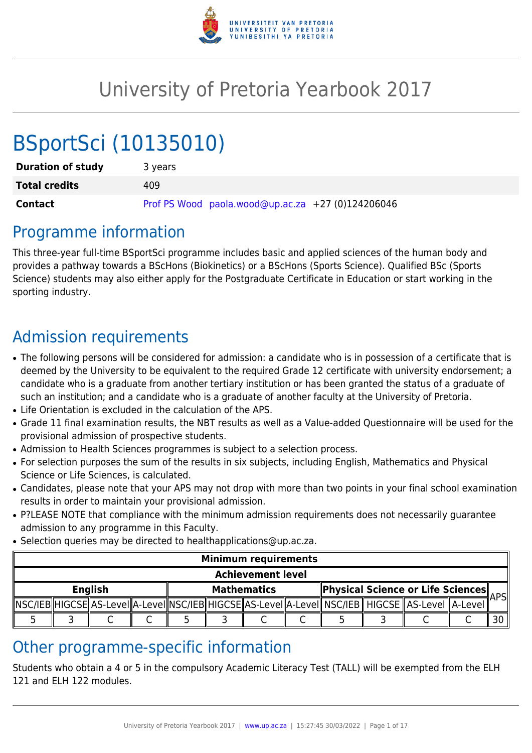# University of Pretoria Yearbook 2017

# BSportSci (10135010)

| | |
|---|---|
| **Duration of study** | 3 years |
| **Total credits** | 409 |
| **Contact** | Prof PS Wood paola.wood@up.ac.za +27 (0)124206046 |

## Programme information

This three-year full-time BSportSci programme includes basic and applied sciences of the human body and provides a pathway towards a BScHons (Biokinetics) or a BScHons (Sports Science). Qualified BSc (Sports Science) students may also either apply for the Postgraduate Certificate in Education or start working in the sporting industry.

## Admission requirements

- The following persons will be considered for admission: a candidate who is in possession of a certificate that is deemed by the University to be equivalent to the required Grade 12 certificate with university endorsement; a candidate who is a graduate from another tertiary institution or has been granted the status of a graduate of such an institution; and a candidate who is a graduate of another faculty at the University of Pretoria.
- Life Orientation is excluded in the calculation of the APS.
- Grade 11 final examination results, the NBT results as well as a Value-added Questionnaire will be used for the provisional admission of prospective students.
- Admission to Health Sciences programmes is subject to a selection process.
- For selection purposes the sum of the results in six subjects, including English, Mathematics and Physical Science or Life Sciences, is calculated.
- Candidates, please note that your APS may not drop with more than two points in your final school examination results in order to maintain your provisional admission.
- P?LEASE NOTE that compliance with the minimum admission requirements does not necessarily guarantee admission to any programme in this Faculty.
- Selection queries may be directed to healthapplications@up.ac.za.

| Minimum requirements | | | | | | | | | | | | |
|---|---|---|---|---|---|---|---|---|---|---|---|---|
| Achievement level | | | | | | | | | | | | |
| English | | | | Mathematics | | | | Physical Science or Life Sciences | | | | APS |
| NSC/IEB | HIGCSE | AS-Level | A-Level | NSC/IEB | HIGCSE | AS-Level | A-Level | NSC/IEB | HIGCSE | AS-Level | A-Level | |
| 5 | 3 | C | C | 5 | 3 | C | C | 5 | 3 | C | C | 30 |

## Other programme-specific information

Students who obtain a 4 or 5 in the compulsory Academic Literacy Test (TALL) will be exempted from the ELH 121 and ELH 122 modules.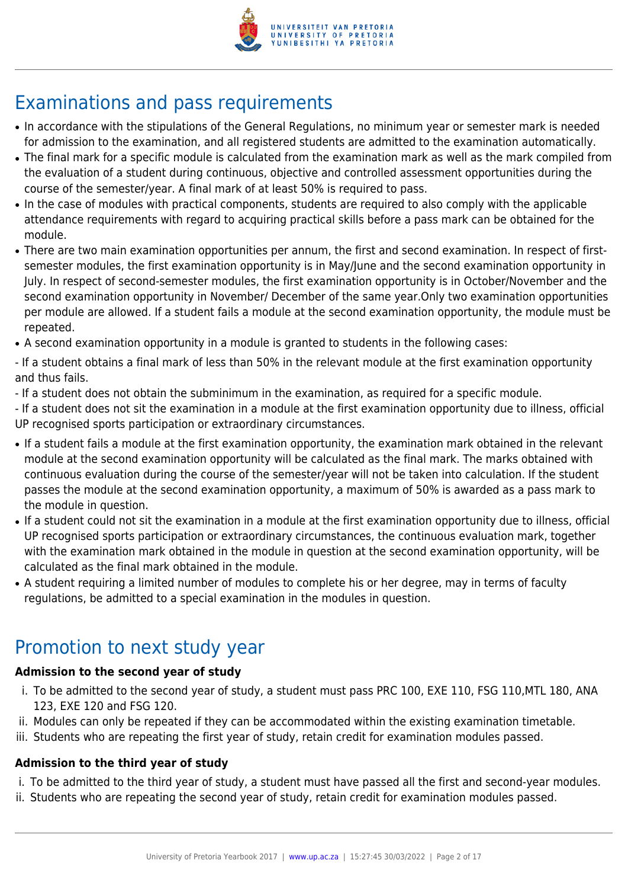## Examinations and pass requirements

- In accordance with the stipulations of the General Regulations, no minimum year or semester mark is needed for admission to the examination, and all registered students are admitted to the examination automatically.
- The final mark for a specific module is calculated from the examination mark as well as the mark compiled from the evaluation of a student during continuous, objective and controlled assessment opportunities during the course of the semester/year. A final mark of at least 50% is required to pass.
- In the case of modules with practical components, students are required to also comply with the applicable attendance requirements with regard to acquiring practical skills before a pass mark can be obtained for the module.
- There are two main examination opportunities per annum, the first and second examination. In respect of first-semester modules, the first examination opportunity is in May/June and the second examination opportunity in July. In respect of second-semester modules, the first examination opportunity is in October/November and the second examination opportunity in November/ December of the same year.Only two examination opportunities per module are allowed. If a student fails a module at the second examination opportunity, the module must be repeated.
- A second examination opportunity in a module is granted to students in the following cases:

- If a student obtains a final mark of less than 50% in the relevant module at the first examination opportunity and thus fails.
- If a student does not obtain the subminimum in the examination, as required for a specific module.
- If a student does not sit the examination in a module at the first examination opportunity due to illness, official UP recognised sports participation or extraordinary circumstances.

- If a student fails a module at the first examination opportunity, the examination mark obtained in the relevant module at the second examination opportunity will be calculated as the final mark. The marks obtained with continuous evaluation during the course of the semester/year will not be taken into calculation. If the student passes the module at the second examination opportunity, a maximum of 50% is awarded as a pass mark to the module in question.
- If a student could not sit the examination in a module at the first examination opportunity due to illness, official UP recognised sports participation or extraordinary circumstances, the continuous evaluation mark, together with the examination mark obtained in the module in question at the second examination opportunity, will be calculated as the final mark obtained in the module.
- A student requiring a limited number of modules to complete his or her degree, may in terms of faculty regulations, be admitted to a special examination in the modules in question.

## Promotion to next study year

**Admission to the second year of study**

i. To be admitted to the second year of study, a student must pass PRC 100, EXE 110, FSG 110,MTL 180, ANA 123, EXE 120 and FSG 120.
ii. Modules can only be repeated if they can be accommodated within the existing examination timetable.
iii. Students who are repeating the first year of study, retain credit for examination modules passed.

**Admission to the third year of study**

i. To be admitted to the third year of study, a student must have passed all the first and second-year modules.
ii. Students who are repeating the second year of study, retain credit for examination modules passed.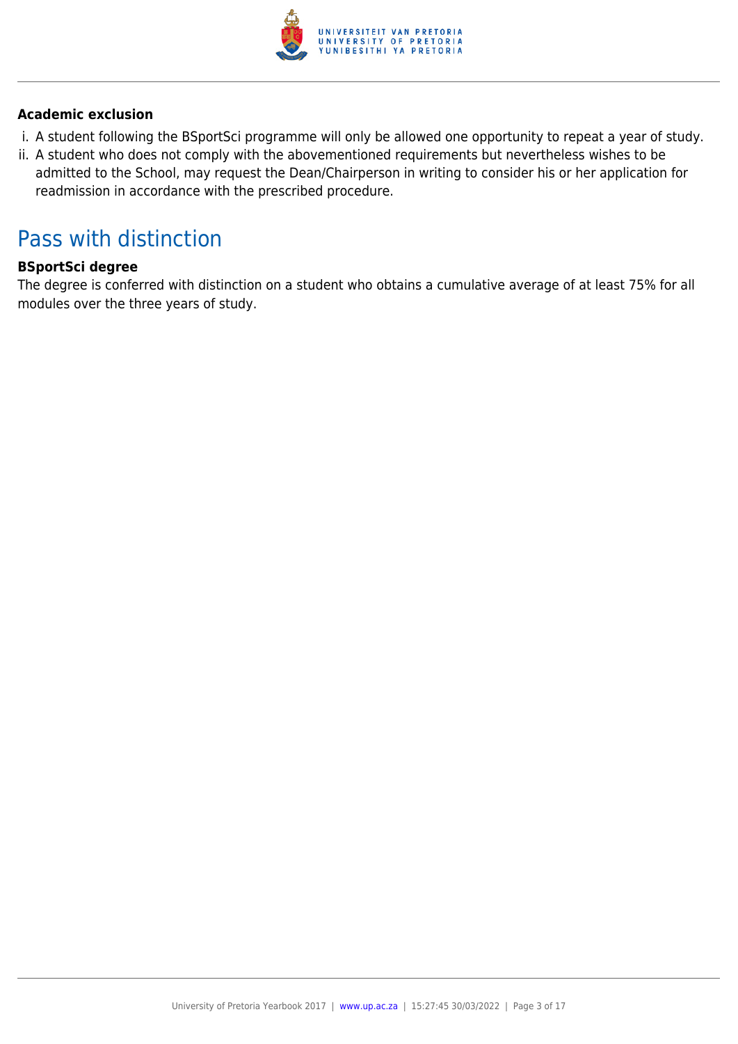**Academic exclusion**

i. A student following the BSportSci programme will only be allowed one opportunity to repeat a year of study.
ii. A student who does not comply with the abovementioned requirements but nevertheless wishes to be admitted to the School, may request the Dean/Chairperson in writing to consider his or her application for readmission in accordance with the prescribed procedure.

# Pass with distinction

**BSportSci degree**

The degree is conferred with distinction on a student who obtains a cumulative average of at least 75% for all modules over the three years of study.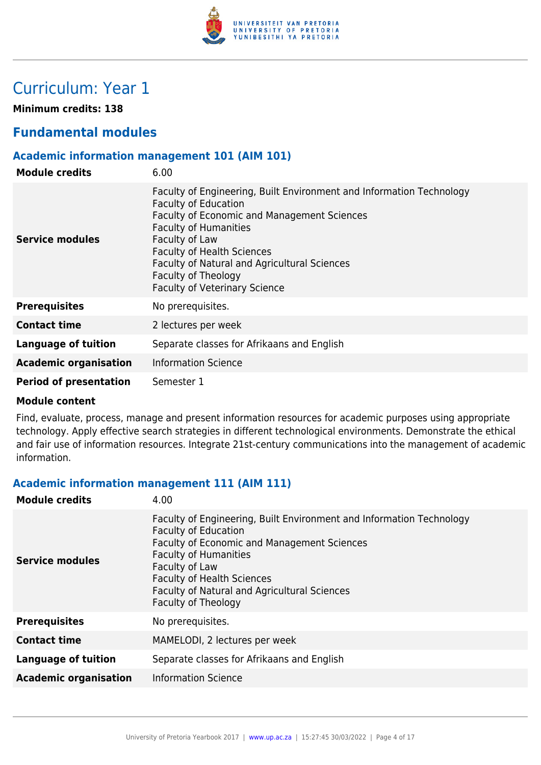# Curriculum: Year 1

**Minimum credits: 138**

## Fundamental modules

### Academic information management 101 (AIM 101)

| | |
|---|---|
| **Module credits** | 6.00 |
| **Service modules** | Faculty of Engineering, Built Environment and Information Technology<br>Faculty of Education<br>Faculty of Economic and Management Sciences<br>Faculty of Humanities<br>Faculty of Law<br>Faculty of Health Sciences<br>Faculty of Natural and Agricultural Sciences<br>Faculty of Theology<br>Faculty of Veterinary Science |
| **Prerequisites** | No prerequisites. |
| **Contact time** | 2 lectures per week |
| **Language of tuition** | Separate classes for Afrikaans and English |
| **Academic organisation** | Information Science |
| **Period of presentation** | Semester 1 |

**Module content**

Find, evaluate, process, manage and present information resources for academic purposes using appropriate technology. Apply effective search strategies in different technological environments. Demonstrate the ethical and fair use of information resources. Integrate 21st-century communications into the management of academic information.

### Academic information management 111 (AIM 111)

| | |
|---|---|
| **Module credits** | 4.00 |
| **Service modules** | Faculty of Engineering, Built Environment and Information Technology<br>Faculty of Education<br>Faculty of Economic and Management Sciences<br>Faculty of Humanities<br>Faculty of Law<br>Faculty of Health Sciences<br>Faculty of Natural and Agricultural Sciences<br>Faculty of Theology |
| **Prerequisites** | No prerequisites. |
| **Contact time** | MAMELODI, 2 lectures per week |
| **Language of tuition** | Separate classes for Afrikaans and English |
| **Academic organisation** | Information Science |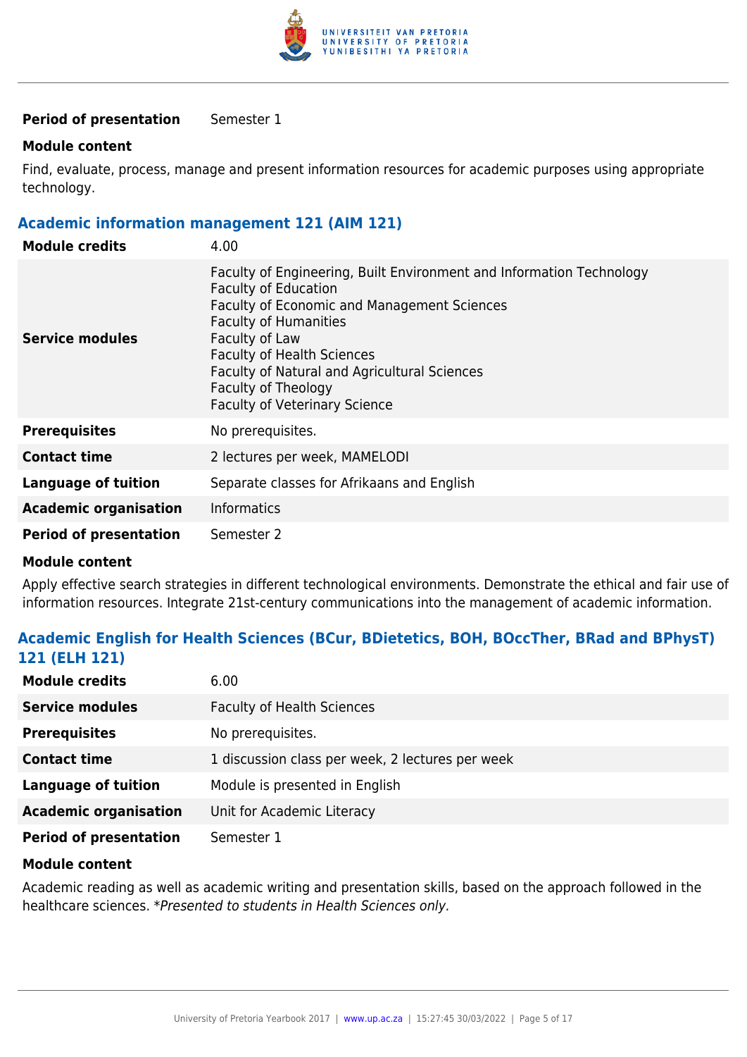| | |
|---|---|
| **Period of presentation** | Semester 1 |

**Module content**

Find, evaluate, process, manage and present information resources for academic purposes using appropriate technology.

### Academic information management 121 (AIM 121)

| | |
|---|---|
| **Module credits** | 4.00 |
| **Service modules** | Faculty of Engineering, Built Environment and Information Technology<br>Faculty of Education<br>Faculty of Economic and Management Sciences<br>Faculty of Humanities<br>Faculty of Law<br>Faculty of Health Sciences<br>Faculty of Natural and Agricultural Sciences<br>Faculty of Theology<br>Faculty of Veterinary Science |
| **Prerequisites** | No prerequisites. |
| **Contact time** | 2 lectures per week, MAMELODI |
| **Language of tuition** | Separate classes for Afrikaans and English |
| **Academic organisation** | Informatics |
| **Period of presentation** | Semester 2 |

**Module content**

Apply effective search strategies in different technological environments. Demonstrate the ethical and fair use of information resources. Integrate 21st-century communications into the management of academic information.

### Academic English for Health Sciences (BCur, BDietetics, BOH, BOccTher, BRad and BPhysT) 121 (ELH 121)

| | |
|---|---|
| **Module credits** | 6.00 |
| **Service modules** | Faculty of Health Sciences |
| **Prerequisites** | No prerequisites. |
| **Contact time** | 1 discussion class per week, 2 lectures per week |
| **Language of tuition** | Module is presented in English |
| **Academic organisation** | Unit for Academic Literacy |
| **Period of presentation** | Semester 1 |

**Module content**

Academic reading as well as academic writing and presentation skills, based on the approach followed in the healthcare sciences. **Presented to students in Health Sciences only.*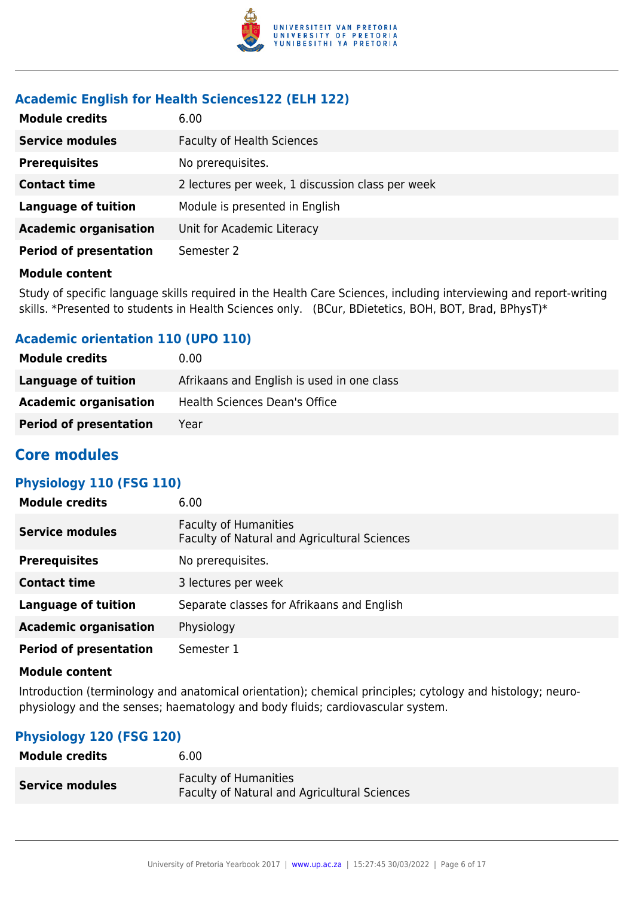### Academic English for Health Sciences122 (ELH 122)

| | |
|---|---|
| **Module credits** | 6.00 |
| **Service modules** | Faculty of Health Sciences |
| **Prerequisites** | No prerequisites. |
| **Contact time** | 2 lectures per week, 1 discussion class per week |
| **Language of tuition** | Module is presented in English |
| **Academic organisation** | Unit for Academic Literacy |
| **Period of presentation** | Semester 2 |

**Module content**

Study of specific language skills required in the Health Care Sciences, including interviewing and report-writing skills. *Presented to students in Health Sciences only.   (BCur, BDietetics, BOH, BOT, Brad, BPhysT)*

### Academic orientation 110 (UPO 110)

| | |
|---|---|
| **Module credits** | 0.00 |
| **Language of tuition** | Afrikaans and English is used in one class |
| **Academic organisation** | Health Sciences Dean's Office |
| **Period of presentation** | Year |

## Core modules

### Physiology 110 (FSG 110)

| | |
|---|---|
| **Module credits** | 6.00 |
| **Service modules** | Faculty of Humanities<br>Faculty of Natural and Agricultural Sciences |
| **Prerequisites** | No prerequisites. |
| **Contact time** | 3 lectures per week |
| **Language of tuition** | Separate classes for Afrikaans and English |
| **Academic organisation** | Physiology |
| **Period of presentation** | Semester 1 |

**Module content**

Introduction (terminology and anatomical orientation); chemical principles; cytology and histology; neuro-physiology and the senses; haematology and body fluids; cardiovascular system.

### Physiology 120 (FSG 120)

| | |
|---|---|
| **Module credits** | 6.00 |
| **Service modules** | Faculty of Humanities<br>Faculty of Natural and Agricultural Sciences |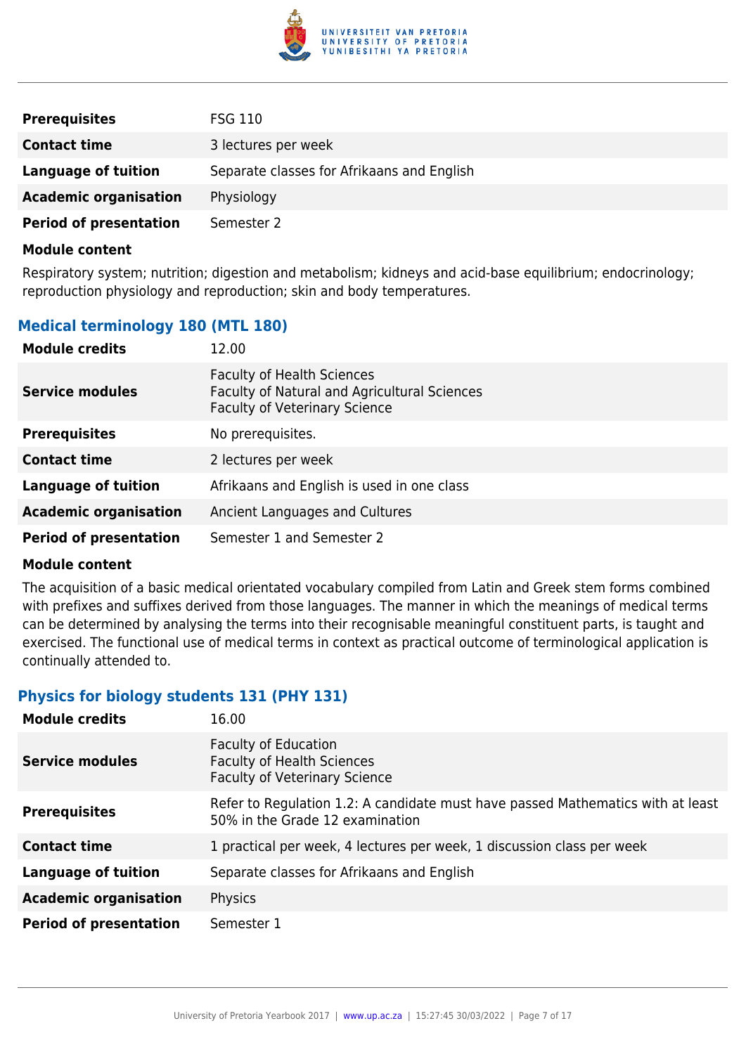| | |
|---|---|
| **Prerequisites** | FSG 110 |
| **Contact time** | 3 lectures per week |
| **Language of tuition** | Separate classes for Afrikaans and English |
| **Academic organisation** | Physiology |
| **Period of presentation** | Semester 2 |

**Module content**

Respiratory system; nutrition; digestion and metabolism; kidneys and acid-base equilibrium; endocrinology; reproduction physiology and reproduction; skin and body temperatures.

### Medical terminology 180 (MTL 180)

| | |
|---|---|
| **Module credits** | 12.00 |
| **Service modules** | Faculty of Health Sciences<br>Faculty of Natural and Agricultural Sciences<br>Faculty of Veterinary Science |
| **Prerequisites** | No prerequisites. |
| **Contact time** | 2 lectures per week |
| **Language of tuition** | Afrikaans and English is used in one class |
| **Academic organisation** | Ancient Languages and Cultures |
| **Period of presentation** | Semester 1 and Semester 2 |

**Module content**

The acquisition of a basic medical orientated vocabulary compiled from Latin and Greek stem forms combined with prefixes and suffixes derived from those languages. The manner in which the meanings of medical terms can be determined by analysing the terms into their recognisable meaningful constituent parts, is taught and exercised. The functional use of medical terms in context as practical outcome of terminological application is continually attended to.

### Physics for biology students 131 (PHY 131)

| | |
|---|---|
| **Module credits** | 16.00 |
| **Service modules** | Faculty of Education<br>Faculty of Health Sciences<br>Faculty of Veterinary Science |
| **Prerequisites** | Refer to Regulation 1.2: A candidate must have passed Mathematics with at least 50% in the Grade 12 examination |
| **Contact time** | 1 practical per week, 4 lectures per week, 1 discussion class per week |
| **Language of tuition** | Separate classes for Afrikaans and English |
| **Academic organisation** | Physics |
| **Period of presentation** | Semester 1 |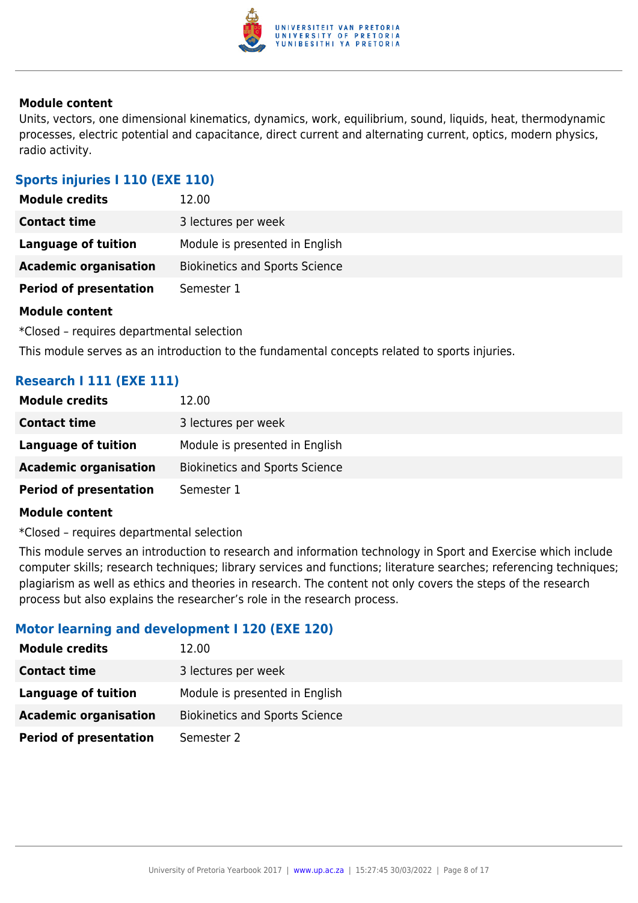**Module content**

Units, vectors, one dimensional kinematics, dynamics, work, equilibrium, sound, liquids, heat, thermodynamic processes, electric potential and capacitance, direct current and alternating current, optics, modern physics, radio activity.

### Sports injuries I 110 (EXE 110)

| **Module credits** | 12.00 |
|---|---|
| **Contact time** | 3 lectures per week |
| **Language of tuition** | Module is presented in English |
| **Academic organisation** | Biokinetics and Sports Science |
| **Period of presentation** | Semester 1 |

**Module content**

*Closed – requires departmental selection

This module serves as an introduction to the fundamental concepts related to sports injuries.

### Research I 111 (EXE 111)

| **Module credits** | 12.00 |
|---|---|
| **Contact time** | 3 lectures per week |
| **Language of tuition** | Module is presented in English |
| **Academic organisation** | Biokinetics and Sports Science |
| **Period of presentation** | Semester 1 |

**Module content**

*Closed – requires departmental selection

This module serves an introduction to research and information technology in Sport and Exercise which include computer skills; research techniques; library services and functions; literature searches; referencing techniques; plagiarism as well as ethics and theories in research. The content not only covers the steps of the research process but also explains the researcher's role in the research process.

### Motor learning and development I 120 (EXE 120)

| **Module credits** | 12.00 |
|---|---|
| **Contact time** | 3 lectures per week |
| **Language of tuition** | Module is presented in English |
| **Academic organisation** | Biokinetics and Sports Science |
| **Period of presentation** | Semester 2 |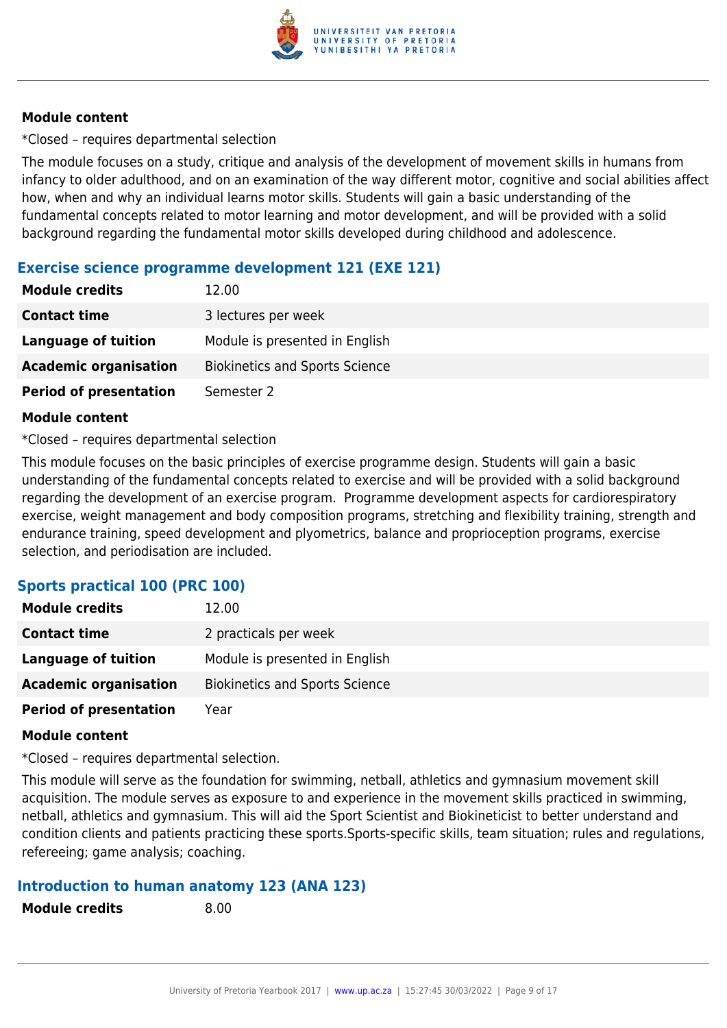#### Module content

*Closed – requires departmental selection

The module focuses on a study, critique and analysis of the development of movement skills in humans from infancy to older adulthood, and on an examination of the way different motor, cognitive and social abilities affect how, when and why an individual learns motor skills. Students will gain a basic understanding of the fundamental concepts related to motor learning and motor development, and will be provided with a solid background regarding the fundamental motor skills developed during childhood and adolescence.

### Exercise science programme development 121 (EXE 121)

| | |
|---|---|
| **Module credits** | 12.00 |
| **Contact time** | 3 lectures per week |
| **Language of tuition** | Module is presented in English |
| **Academic organisation** | Biokinetics and Sports Science |
| **Period of presentation** | Semester 2 |

#### Module content

*Closed – requires departmental selection

This module focuses on the basic principles of exercise programme design. Students will gain a basic understanding of the fundamental concepts related to exercise and will be provided with a solid background regarding the development of an exercise program. Programme development aspects for cardiorespiratory exercise, weight management and body composition programs, stretching and flexibility training, strength and endurance training, speed development and plyometrics, balance and proprioception programs, exercise selection, and periodisation are included.

### Sports practical 100 (PRC 100)

| | |
|---|---|
| **Module credits** | 12.00 |
| **Contact time** | 2 practicals per week |
| **Language of tuition** | Module is presented in English |
| **Academic organisation** | Biokinetics and Sports Science |
| **Period of presentation** | Year |

#### Module content

*Closed – requires departmental selection.

This module will serve as the foundation for swimming, netball, athletics and gymnasium movement skill acquisition. The module serves as exposure to and experience in the movement skills practiced in swimming, netball, athletics and gymnasium. This will aid the Sport Scientist and Biokineticist to better understand and condition clients and patients practicing these sports.Sports-specific skills, team situation; rules and regulations, refereeing; game analysis; coaching.

### Introduction to human anatomy 123 (ANA 123)

| | |
|---|---|
| **Module credits** | 8.00 |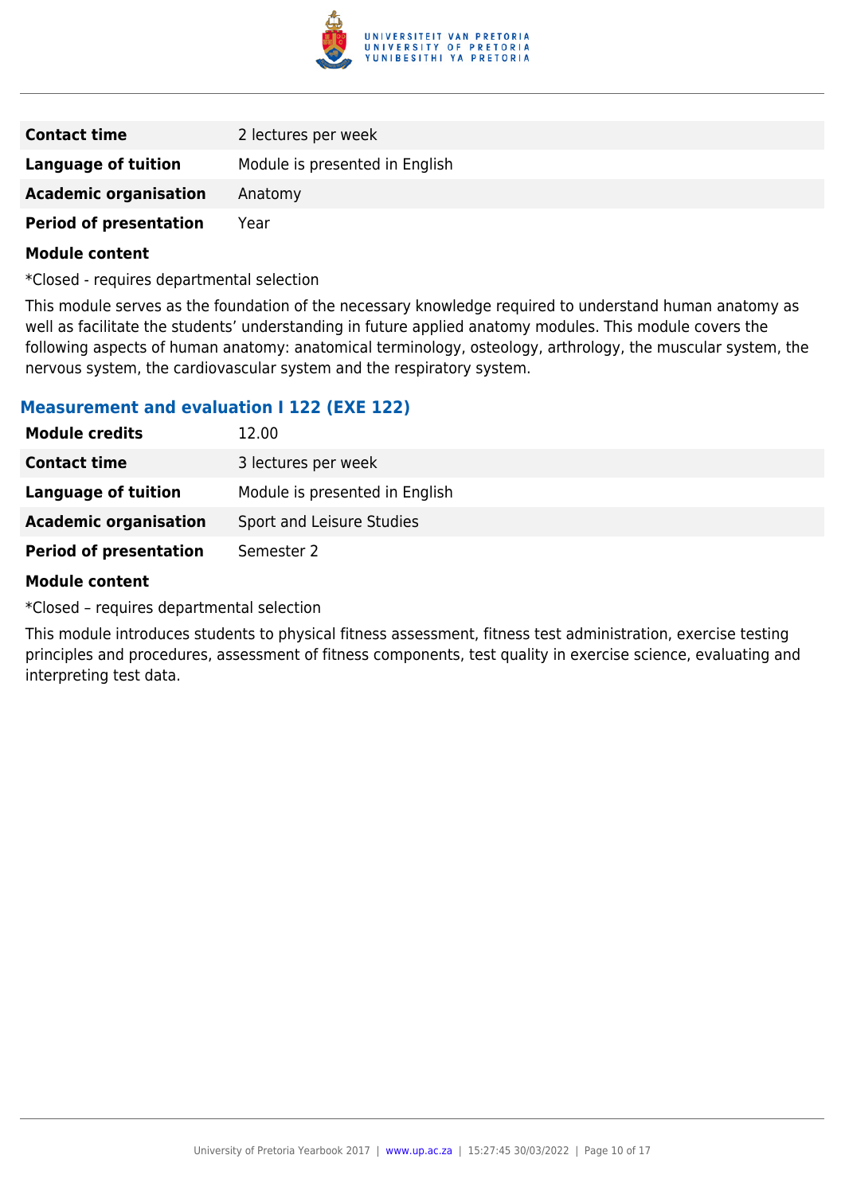| | |
|---|---|
| **Contact time** | 2 lectures per week |
| **Language of tuition** | Module is presented in English |
| **Academic organisation** | Anatomy |
| **Period of presentation** | Year |

**Module content**

*Closed - requires departmental selection

This module serves as the foundation of the necessary knowledge required to understand human anatomy as well as facilitate the students' understanding in future applied anatomy modules. This module covers the following aspects of human anatomy: anatomical terminology, osteology, arthrology, the muscular system, the nervous system, the cardiovascular system and the respiratory system.

### Measurement and evaluation I 122 (EXE 122)

| | |
|---|---|
| **Module credits** | 12.00 |
| **Contact time** | 3 lectures per week |
| **Language of tuition** | Module is presented in English |
| **Academic organisation** | Sport and Leisure Studies |
| **Period of presentation** | Semester 2 |

**Module content**

*Closed – requires departmental selection

This module introduces students to physical fitness assessment, fitness test administration, exercise testing principles and procedures, assessment of fitness components, test quality in exercise science, evaluating and interpreting test data.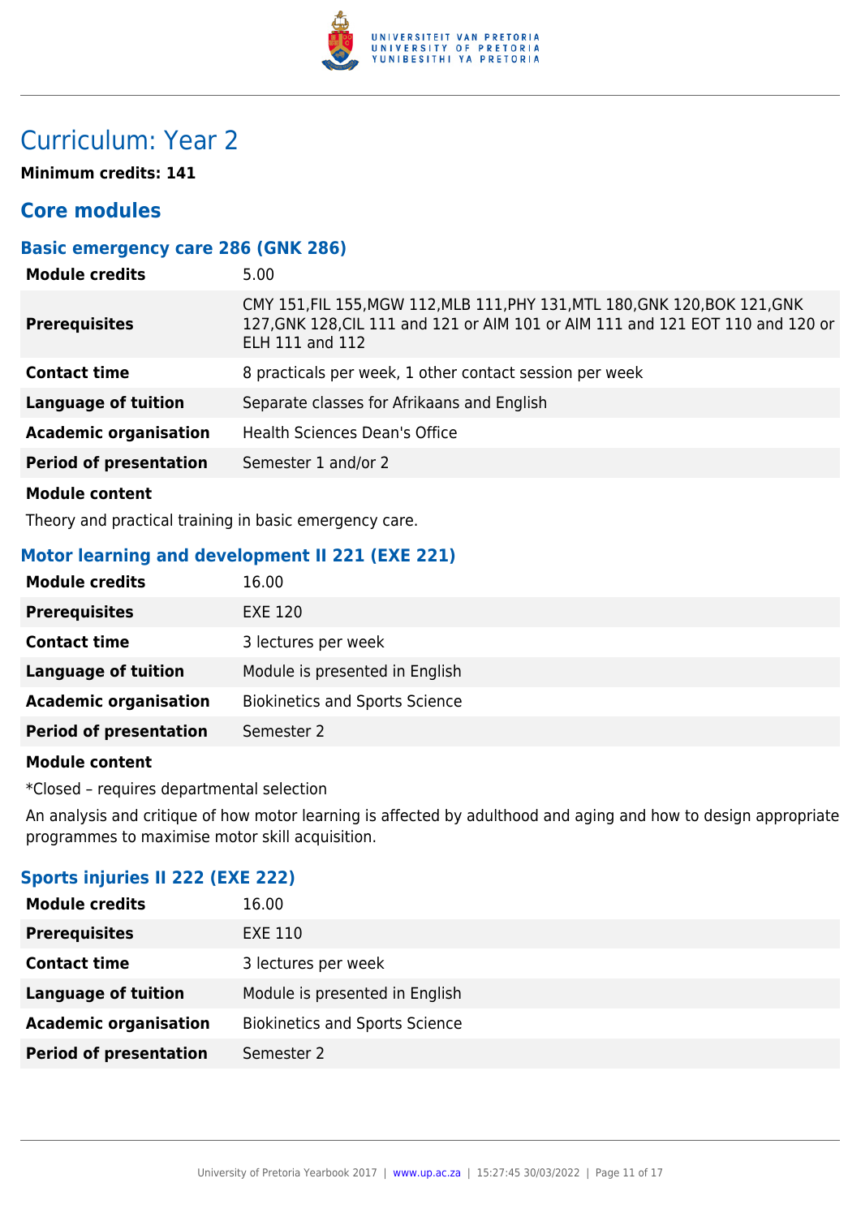# Curriculum: Year 2

**Minimum credits: 141**

## Core modules

### Basic emergency care 286 (GNK 286)

| | |
|---|---|
| **Module credits** | 5.00 |
| **Prerequisites** | CMY 151,FIL 155,MGW 112,MLB 111,PHY 131,MTL 180,GNK 120,BOK 121,GNK 127,GNK 128,CIL 111 and 121 or AIM 101 or AIM 111 and 121 EOT 110 and 120 or ELH 111 and 112 |
| **Contact time** | 8 practicals per week, 1 other contact session per week |
| **Language of tuition** | Separate classes for Afrikaans and English |
| **Academic organisation** | Health Sciences Dean's Office |
| **Period of presentation** | Semester 1 and/or 2 |

**Module content**

Theory and practical training in basic emergency care.

### Motor learning and development II 221 (EXE 221)

| | |
|---|---|
| **Module credits** | 16.00 |
| **Prerequisites** | EXE 120 |
| **Contact time** | 3 lectures per week |
| **Language of tuition** | Module is presented in English |
| **Academic organisation** | Biokinetics and Sports Science |
| **Period of presentation** | Semester 2 |

**Module content**

*Closed – requires departmental selection

An analysis and critique of how motor learning is affected by adulthood and aging and how to design appropriate programmes to maximise motor skill acquisition.

### Sports injuries II 222 (EXE 222)

| | |
|---|---|
| **Module credits** | 16.00 |
| **Prerequisites** | EXE 110 |
| **Contact time** | 3 lectures per week |
| **Language of tuition** | Module is presented in English |
| **Academic organisation** | Biokinetics and Sports Science |
| **Period of presentation** | Semester 2 |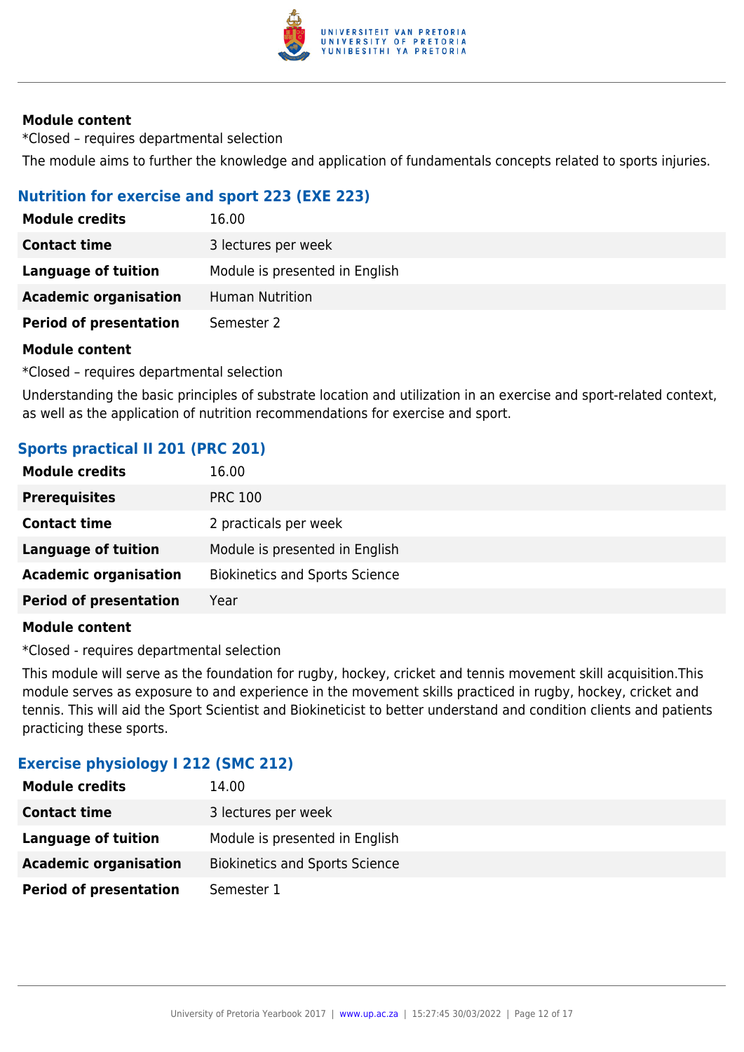**Module content**

*Closed – requires departmental selection

The module aims to further the knowledge and application of fundamentals concepts related to sports injuries.

### Nutrition for exercise and sport 223 (EXE 223)

| | |
|---|---|
| **Module credits** | 16.00 |
| **Contact time** | 3 lectures per week |
| **Language of tuition** | Module is presented in English |
| **Academic organisation** | Human Nutrition |
| **Period of presentation** | Semester 2 |

**Module content**

*Closed – requires departmental selection

Understanding the basic principles of substrate location and utilization in an exercise and sport-related context, as well as the application of nutrition recommendations for exercise and sport.

### Sports practical II 201 (PRC 201)

| | |
|---|---|
| **Module credits** | 16.00 |
| **Prerequisites** | PRC 100 |
| **Contact time** | 2 practicals per week |
| **Language of tuition** | Module is presented in English |
| **Academic organisation** | Biokinetics and Sports Science |
| **Period of presentation** | Year |

**Module content**

*Closed - requires departmental selection

This module will serve as the foundation for rugby, hockey, cricket and tennis movement skill acquisition.This module serves as exposure to and experience in the movement skills practiced in rugby, hockey, cricket and tennis. This will aid the Sport Scientist and Biokineticist to better understand and condition clients and patients practicing these sports.

### Exercise physiology I 212 (SMC 212)

| | |
|---|---|
| **Module credits** | 14.00 |
| **Contact time** | 3 lectures per week |
| **Language of tuition** | Module is presented in English |
| **Academic organisation** | Biokinetics and Sports Science |
| **Period of presentation** | Semester 1 |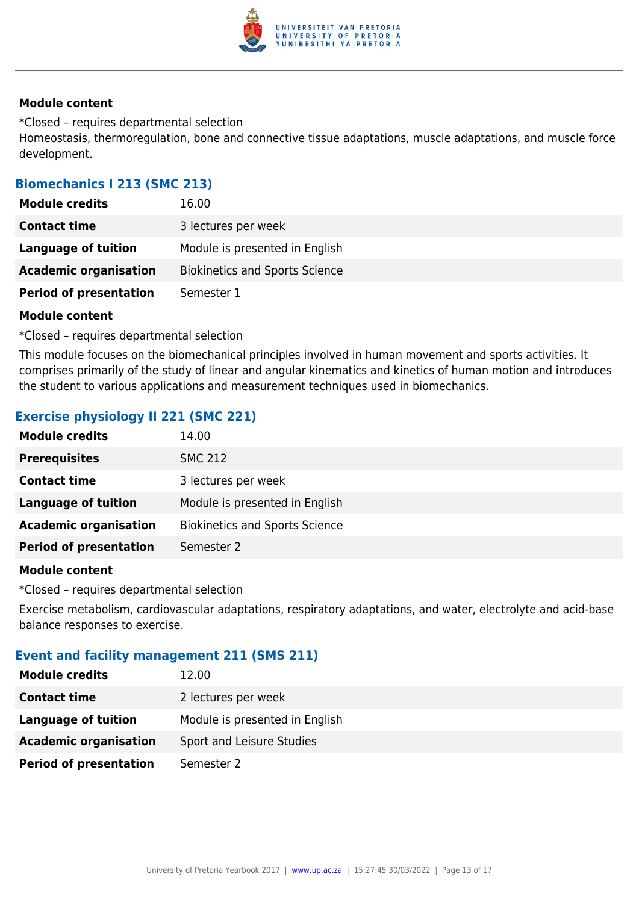**Module content**

*Closed – requires departmental selection

Homeostasis, thermoregulation, bone and connective tissue adaptations, muscle adaptations, and muscle force development.

### Biomechanics I 213 (SMC 213)

| | |
|---|---|
| **Module credits** | 16.00 |
| **Contact time** | 3 lectures per week |
| **Language of tuition** | Module is presented in English |
| **Academic organisation** | Biokinetics and Sports Science |
| **Period of presentation** | Semester 1 |

**Module content**

*Closed – requires departmental selection

This module focuses on the biomechanical principles involved in human movement and sports activities. It comprises primarily of the study of linear and angular kinematics and kinetics of human motion and introduces the student to various applications and measurement techniques used in biomechanics.

### Exercise physiology II 221 (SMC 221)

| | |
|---|---|
| **Module credits** | 14.00 |
| **Prerequisites** | SMC 212 |
| **Contact time** | 3 lectures per week |
| **Language of tuition** | Module is presented in English |
| **Academic organisation** | Biokinetics and Sports Science |
| **Period of presentation** | Semester 2 |

**Module content**

*Closed – requires departmental selection

Exercise metabolism, cardiovascular adaptations, respiratory adaptations, and water, electrolyte and acid-base balance responses to exercise.

### Event and facility management 211 (SMS 211)

| | |
|---|---|
| **Module credits** | 12.00 |
| **Contact time** | 2 lectures per week |
| **Language of tuition** | Module is presented in English |
| **Academic organisation** | Sport and Leisure Studies |
| **Period of presentation** | Semester 2 |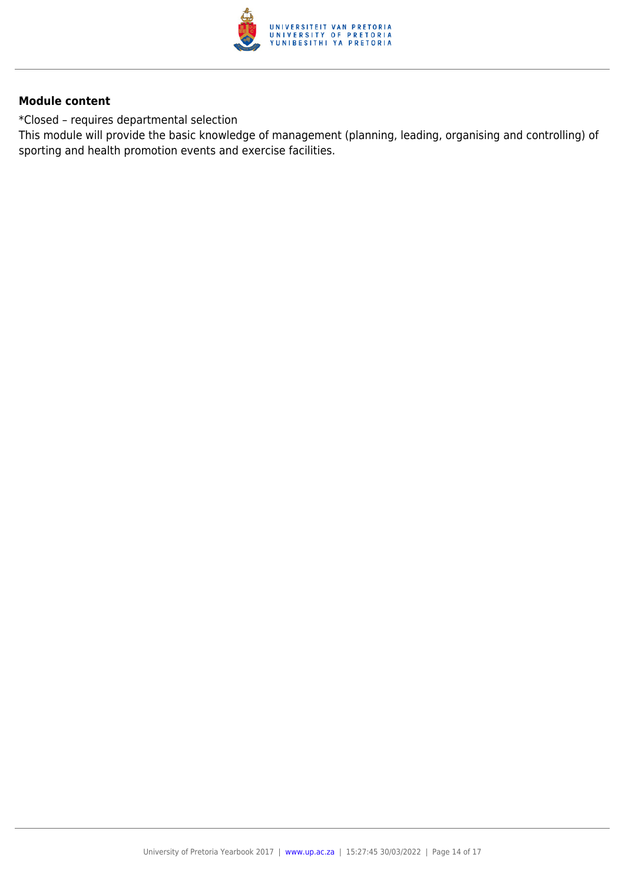**Module content**

*Closed – requires departmental selection

This module will provide the basic knowledge of management (planning, leading, organising and controlling) of sporting and health promotion events and exercise facilities.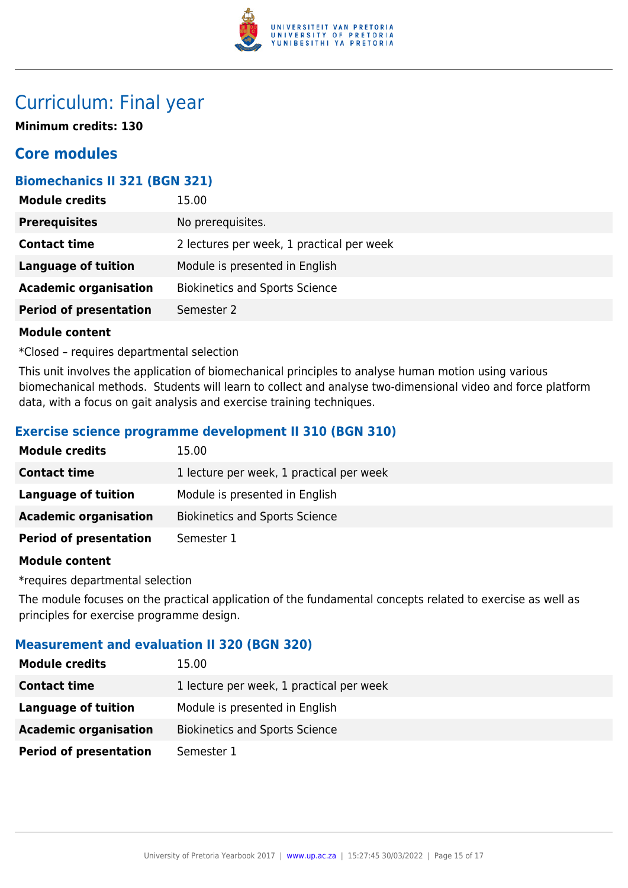# Curriculum: Final year

**Minimum credits: 130**

## Core modules

### Biomechanics II 321 (BGN 321)

| | |
|---|---|
| **Module credits** | 15.00 |
| **Prerequisites** | No prerequisites. |
| **Contact time** | 2 lectures per week, 1 practical per week |
| **Language of tuition** | Module is presented in English |
| **Academic organisation** | Biokinetics and Sports Science |
| **Period of presentation** | Semester 2 |

**Module content**

*Closed – requires departmental selection

This unit involves the application of biomechanical principles to analyse human motion using various biomechanical methods. Students will learn to collect and analyse two-dimensional video and force platform data, with a focus on gait analysis and exercise training techniques.

### Exercise science programme development II 310 (BGN 310)

| | |
|---|---|
| **Module credits** | 15.00 |
| **Contact time** | 1 lecture per week, 1 practical per week |
| **Language of tuition** | Module is presented in English |
| **Academic organisation** | Biokinetics and Sports Science |
| **Period of presentation** | Semester 1 |

**Module content**

*requires departmental selection

The module focuses on the practical application of the fundamental concepts related to exercise as well as principles for exercise programme design.

### Measurement and evaluation II 320 (BGN 320)

| | |
|---|---|
| **Module credits** | 15.00 |
| **Contact time** | 1 lecture per week, 1 practical per week |
| **Language of tuition** | Module is presented in English |
| **Academic organisation** | Biokinetics and Sports Science |
| **Period of presentation** | Semester 1 |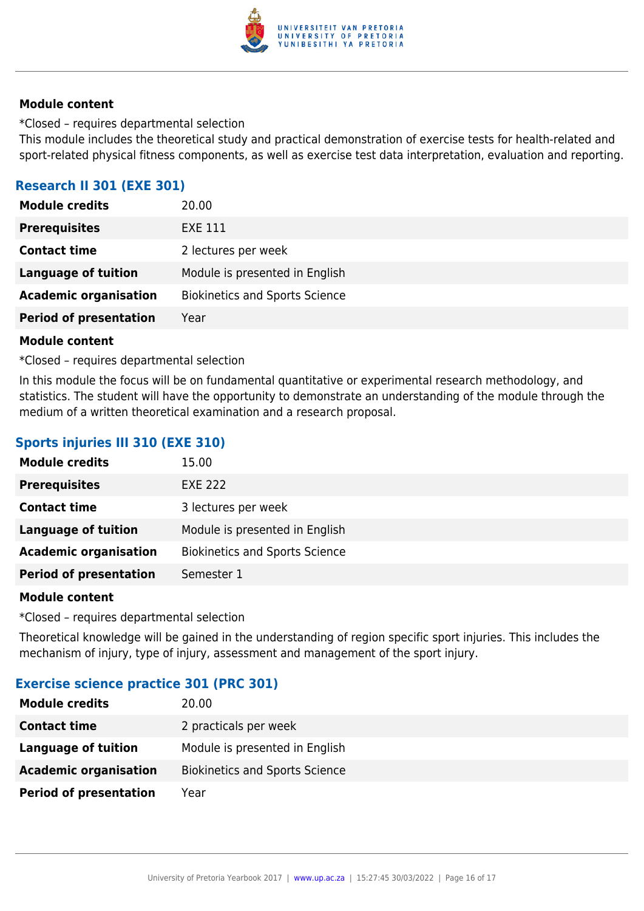**Module content**

*Closed – requires departmental selection
This module includes the theoretical study and practical demonstration of exercise tests for health-related and sport-related physical fitness components, as well as exercise test data interpretation, evaluation and reporting.

### Research II 301 (EXE 301)

| | |
|---|---|
| **Module credits** | 20.00 |
| **Prerequisites** | EXE 111 |
| **Contact time** | 2 lectures per week |
| **Language of tuition** | Module is presented in English |
| **Academic organisation** | Biokinetics and Sports Science |
| **Period of presentation** | Year |

**Module content**

*Closed – requires departmental selection

In this module the focus will be on fundamental quantitative or experimental research methodology, and statistics. The student will have the opportunity to demonstrate an understanding of the module through the medium of a written theoretical examination and a research proposal.

### Sports injuries III 310 (EXE 310)

| | |
|---|---|
| **Module credits** | 15.00 |
| **Prerequisites** | EXE 222 |
| **Contact time** | 3 lectures per week |
| **Language of tuition** | Module is presented in English |
| **Academic organisation** | Biokinetics and Sports Science |
| **Period of presentation** | Semester 1 |

**Module content**

*Closed – requires departmental selection

Theoretical knowledge will be gained in the understanding of region specific sport injuries. This includes the mechanism of injury, type of injury, assessment and management of the sport injury.

### Exercise science practice 301 (PRC 301)

| | |
|---|---|
| **Module credits** | 20.00 |
| **Contact time** | 2 practicals per week |
| **Language of tuition** | Module is presented in English |
| **Academic organisation** | Biokinetics and Sports Science |
| **Period of presentation** | Year |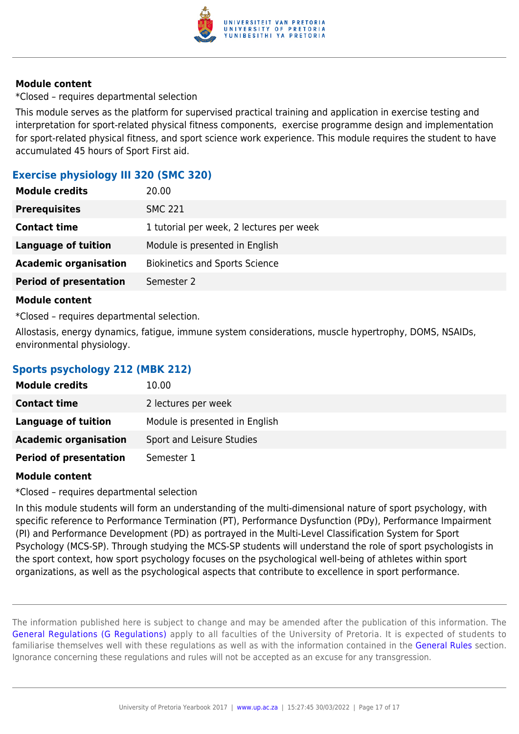**Module content**

*Closed – requires departmental selection

This module serves as the platform for supervised practical training and application in exercise testing and interpretation for sport-related physical fitness components,  exercise programme design and implementation for sport-related physical fitness, and sport science work experience. This module requires the student to have accumulated 45 hours of Sport First aid.

### Exercise physiology III 320 (SMC 320)

| | |
|---|---|
| **Module credits** | 20.00 |
| **Prerequisites** | SMC 221 |
| **Contact time** | 1 tutorial per week, 2 lectures per week |
| **Language of tuition** | Module is presented in English |
| **Academic organisation** | Biokinetics and Sports Science |
| **Period of presentation** | Semester 2 |

**Module content**

*Closed – requires departmental selection.

Allostasis, energy dynamics, fatigue, immune system considerations, muscle hypertrophy, DOMS, NSAIDs, environmental physiology.

### Sports psychology 212 (MBK 212)

| | |
|---|---|
| **Module credits** | 10.00 |
| **Contact time** | 2 lectures per week |
| **Language of tuition** | Module is presented in English |
| **Academic organisation** | Sport and Leisure Studies |
| **Period of presentation** | Semester 1 |

**Module content**

*Closed – requires departmental selection

In this module students will form an understanding of the multi-dimensional nature of sport psychology, with specific reference to Performance Termination (PT), Performance Dysfunction (PDy), Performance Impairment (PI) and Performance Development (PD) as portrayed in the Multi-Level Classification System for Sport Psychology (MCS-SP). Through studying the MCS-SP students will understand the role of sport psychologists in the sport context, how sport psychology focuses on the psychological well-being of athletes within sport organizations, as well as the psychological aspects that contribute to excellence in sport performance.

The information published here is subject to change and may be amended after the publication of this information. The General Regulations (G Regulations) apply to all faculties of the University of Pretoria. It is expected of students to familiarise themselves well with these regulations as well as with the information contained in the General Rules section. Ignorance concerning these regulations and rules will not be accepted as an excuse for any transgression.